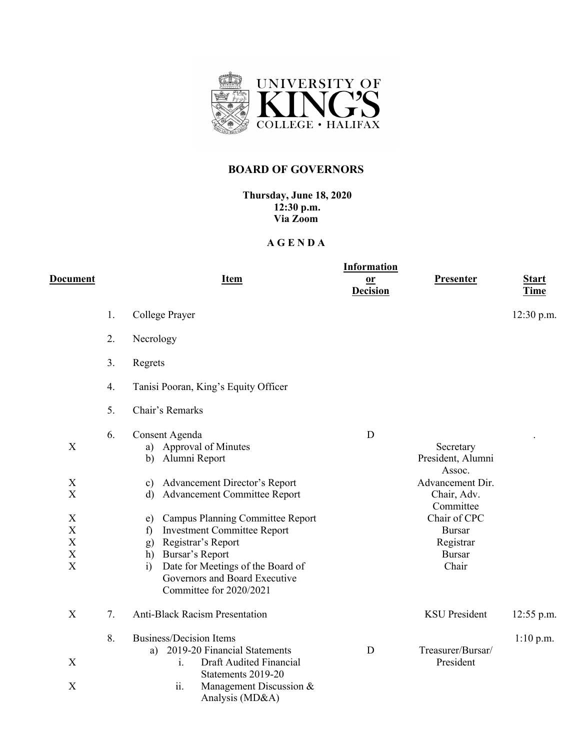UNIVERSITY OF KING'S COLLEGE • HALIFAX

# BOARD OF GOVERNORS

**Thursday, June 18, 2020**
**12:30 p.m.**
**Via Zoom**

## A G E N D A

| Document | | Item | Information or Decision | Presenter | Start Time |
|---|---|---|---|---|---|
| | 1. | College Prayer | | | 12:30 p.m. |
| | 2. | Necrology | | | |
| | 3. | Regrets | | | |
| | 4. | Tanisi Pooran, King's Equity Officer | | | |
| | 5. | Chair's Remarks | | | |
| | 6. | Consent Agenda | D | | . |
| X | | a) Approval of Minutes | | Secretary | |
| | | b) Alumni Report | | President, Alumni Assoc. | |
| X | | c) Advancement Director's Report | | Advancement Dir. | |
| X | | d) Advancement Committee Report | | Chair, Adv. Committee | |
| X | | e) Campus Planning Committee Report | | Chair of CPC | |
| X | | f) Investment Committee Report | | Bursar | |
| X | | g) Registrar's Report | | Registrar | |
| X | | h) Bursar's Report | | Bursar | |
| X | | i) Date for Meetings of the Board of Governors and Board Executive Committee for 2020/2021 | | Chair | |
| X | 7. | Anti-Black Racism Presentation | | KSU President | 12:55 p.m. |
| | 8. | Business/Decision Items | | | 1:10 p.m. |
| | | a) 2019-20 Financial Statements | D | Treasurer/Bursar/ President | |
| X | | i. Draft Audited Financial Statements 2019-20 | | | |
| X | | ii. Management Discussion & Analysis (MD&A) | | | |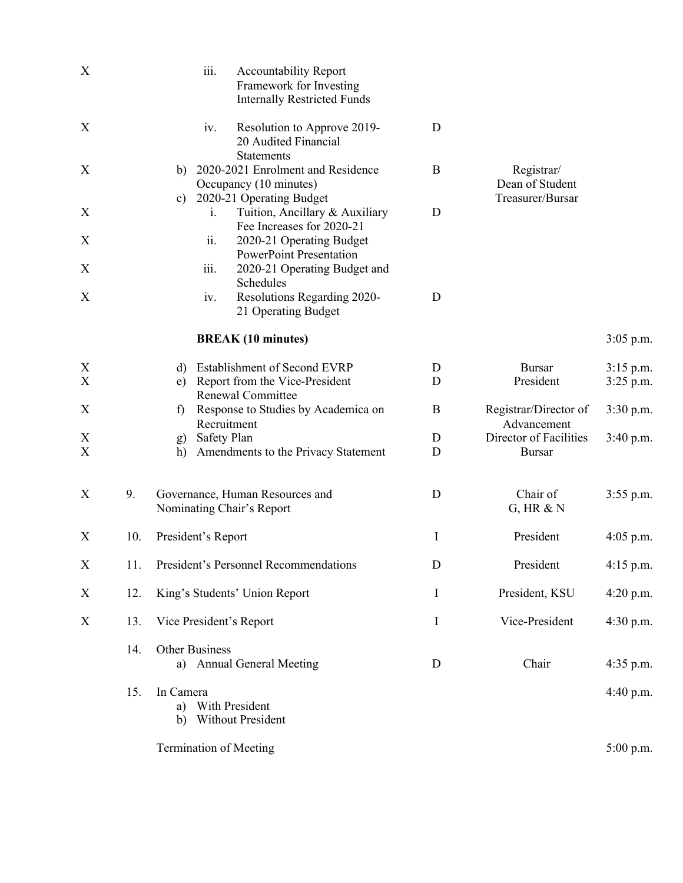| | | | | | |
|---|---|---|---|---|---|
| X | | iii. Accountability Report Framework for Investing Internally Restricted Funds | | | |
| X | | iv. Resolution to Approve 2019-20 Audited Financial Statements | D | | |
| X | | b) 2020-2021 Enrolment and Residence Occupancy (10 minutes) | B | Registrar/ Dean of Student | |
| | | c) 2020-21 Operating Budget | | Treasurer/Bursar | |
| X | | i. Tuition, Ancillary & Auxiliary Fee Increases for 2020-21 | D | | |
| X | | ii. 2020-21 Operating Budget PowerPoint Presentation | | | |
| X | | iii. 2020-21 Operating Budget and Schedules | | | |
| X | | iv. Resolutions Regarding 2020-21 Operating Budget | D | | |
| | | **BREAK (10 minutes)** | | | 3:05 p.m. |
| X | | d) Establishment of Second EVRP | D | Bursar | 3:15 p.m. |
| X | | e) Report from the Vice-President Renewal Committee | D | President | 3:25 p.m. |
| X | | f) Response to Studies by Academica on Recruitment | B | Registrar/Director of Advancement | 3:30 p.m. |
| X | | g) Safety Plan | D | Director of Facilities | 3:40 p.m. |
| X | | h) Amendments to the Privacy Statement | D | Bursar | |
| X | 9. | Governance, Human Resources and Nominating Chair's Report | D | Chair of G, HR & N | 3:55 p.m. |
| X | 10. | President's Report | I | President | 4:05 p.m. |
| X | 11. | President's Personnel Recommendations | D | President | 4:15 p.m. |
| X | 12. | King's Students' Union Report | I | President, KSU | 4:20 p.m. |
| X | 13. | Vice President's Report | I | Vice-President | 4:30 p.m. |
| | 14. | Other Business | | | |
| | | a) Annual General Meeting | D | Chair | 4:35 p.m. |
| | 15. | In Camera | | | 4:40 p.m. |
| | | a) With President | | | |
| | | b) Without President | | | |
| | | Termination of Meeting | | | 5:00 p.m. |